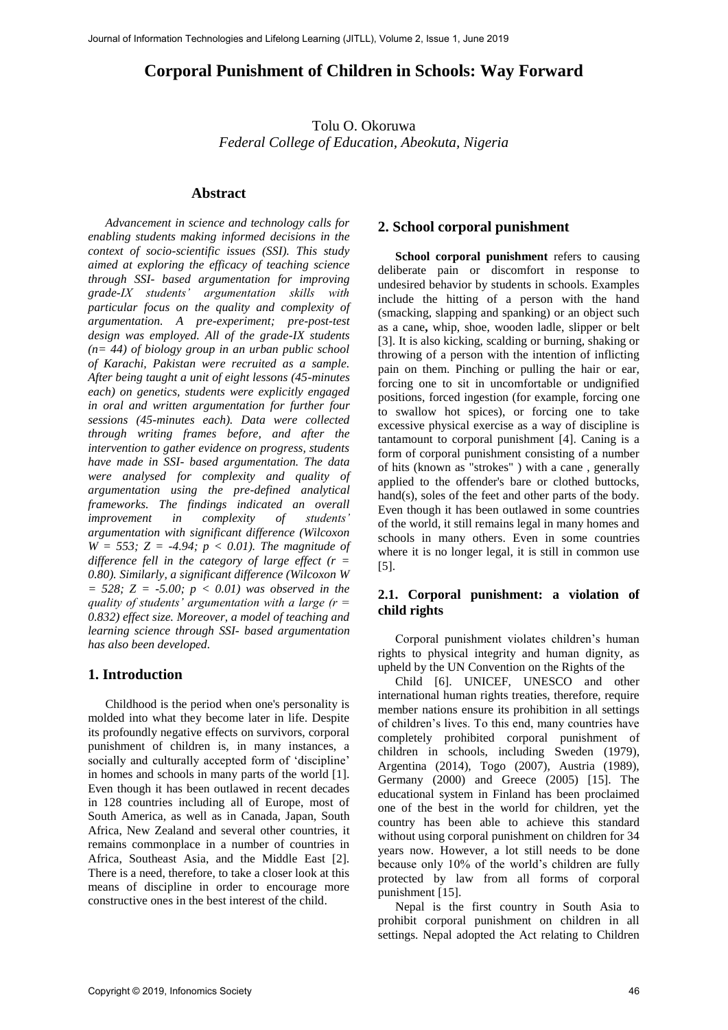# Corporal Punishment of Children in Schools: Way Forward

Tolu O. Okoruwa
*Federal College of Education, Abeokuta, Nigeria*

## Abstract

*Advancement in science and technology calls for enabling students making informed decisions in the context of socio-scientific issues (SSI). This study aimed at exploring the efficacy of teaching science through SSI- based argumentation for improving grade-IX students' argumentation skills with particular focus on the quality and complexity of argumentation. A pre-experiment; pre-post-test design was employed. All of the grade-IX students (n= 44) of biology group in an urban public school of Karachi, Pakistan were recruited as a sample. After being taught a unit of eight lessons (45-minutes each) on genetics, students were explicitly engaged in oral and written argumentation for further four sessions (45-minutes each). Data were collected through writing frames before, and after the intervention to gather evidence on progress, students have made in SSI- based argumentation. The data were analysed for complexity and quality of argumentation using the pre-defined analytical frameworks. The findings indicated an overall improvement in complexity of students' argumentation with significant difference (Wilcoxon $W = 553$; $Z = -4.94$; $p < 0.01$). The magnitude of difference fell in the category of large effect ($r = 0.80$). Similarly, a significant difference (Wilcoxon $W = 528$; $Z = -5.00$; $p < 0.01$) was observed in the quality of students' argumentation with a large ($r = 0.832$) effect size. Moreover, a model of teaching and learning science through SSI- based argumentation has also been developed.*

## 1. Introduction

Childhood is the period when one's personality is molded into what they become later in life. Despite its profoundly negative effects on survivors, corporal punishment of children is, in many instances, a socially and culturally accepted form of 'discipline' in homes and schools in many parts of the world [1]. Even though it has been outlawed in recent decades in 128 countries including all of Europe, most of South America, as well as in Canada, Japan, South Africa, New Zealand and several other countries, it remains commonplace in a number of countries in Africa, Southeast Asia, and the Middle East [2]. There is a need, therefore, to take a closer look at this means of discipline in order to encourage more constructive ones in the best interest of the child.

## 2. School corporal punishment

**School corporal punishment** refers to causing deliberate pain or discomfort in response to undesired behavior by students in schools. Examples include the hitting of a person with the hand (smacking, slapping and spanking) or an object such as a cane**,** whip, shoe, wooden ladle, slipper or belt [3]. It is also kicking, scalding or burning, shaking or throwing of a person with the intention of inflicting pain on them. Pinching or pulling the hair or ear, forcing one to sit in uncomfortable or undignified positions, forced ingestion (for example, forcing one to swallow hot spices), or forcing one to take excessive physical exercise as a way of discipline is tantamount to corporal punishment [4]. Caning is a form of corporal punishment consisting of a number of hits (known as "strokes" ) with a cane , generally applied to the offender's bare or clothed buttocks, hand(s), soles of the feet and other parts of the body. Even though it has been outlawed in some countries of the world, it still remains legal in many homes and schools in many others. Even in some countries where it is no longer legal, it is still in common use [5].

### 2.1. Corporal punishment: a violation of child rights

Corporal punishment violates children's human rights to physical integrity and human dignity, as upheld by the UN Convention on the Rights of the Child [6]. UNICEF, UNESCO and other international human rights treaties, therefore, require member nations ensure its prohibition in all settings of children's lives. To this end, many countries have completely prohibited corporal punishment of children in schools, including Sweden (1979), Argentina (2014), Togo (2007), Austria (1989), Germany (2000) and Greece (2005) [15]. The educational system in Finland has been proclaimed one of the best in the world for children, yet the country has been able to achieve this standard without using corporal punishment on children for 34 years now. However, a lot still needs to be done because only 10% of the world's children are fully protected by law from all forms of corporal punishment [15].

Nepal is the first country in South Asia to prohibit corporal punishment on children in all settings. Nepal adopted the Act relating to Children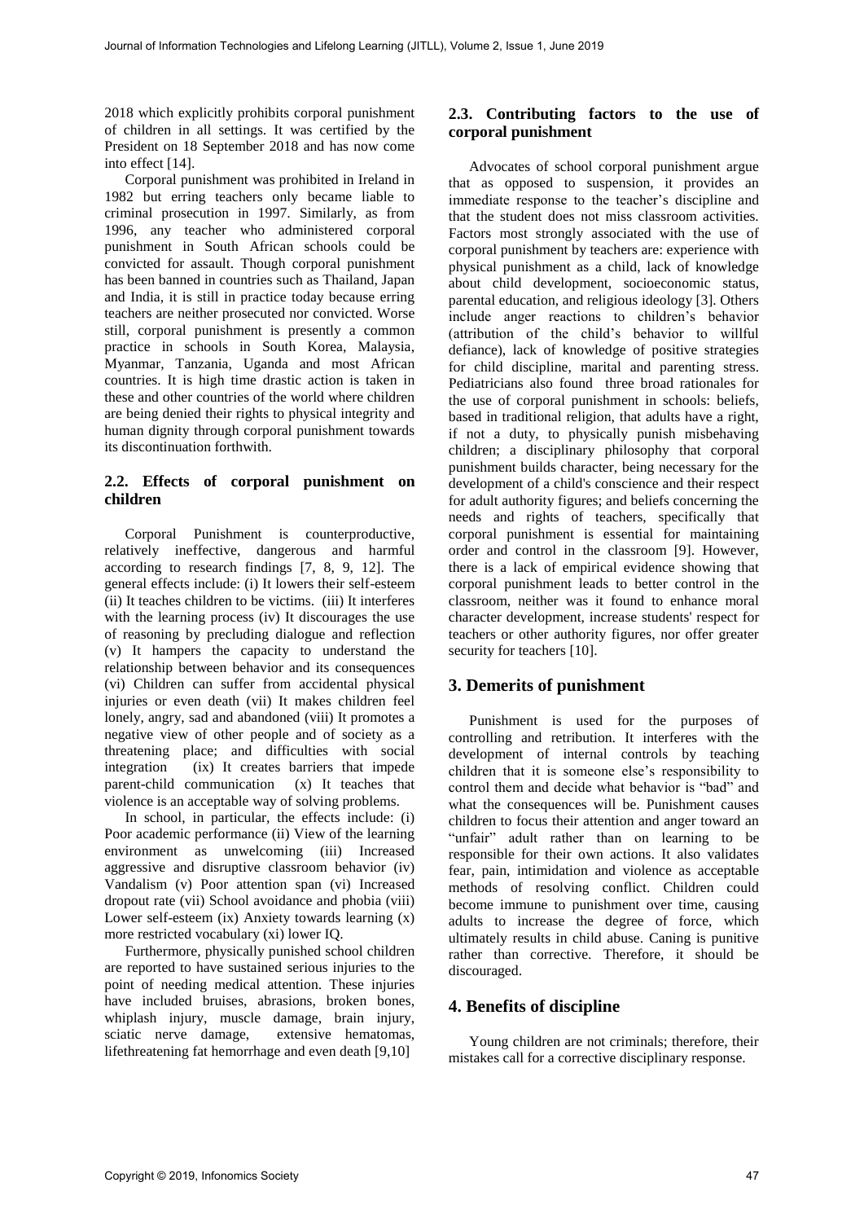2018 which explicitly prohibits corporal punishment of children in all settings. It was certified by the President on 18 September 2018 and has now come into effect [14].

Corporal punishment was prohibited in Ireland in 1982 but erring teachers only became liable to criminal prosecution in 1997. Similarly, as from 1996, any teacher who administered corporal punishment in South African schools could be convicted for assault. Though corporal punishment has been banned in countries such as Thailand, Japan and India, it is still in practice today because erring teachers are neither prosecuted nor convicted. Worse still, corporal punishment is presently a common practice in schools in South Korea, Malaysia, Myanmar, Tanzania, Uganda and most African countries. It is high time drastic action is taken in these and other countries of the world where children are being denied their rights to physical integrity and human dignity through corporal punishment towards its discontinuation forthwith.

### 2.2. Effects of corporal punishment on children

Corporal Punishment is counterproductive, relatively ineffective, dangerous and harmful according to research findings [7, 8, 9, 12]. The general effects include: (i) It lowers their self-esteem (ii) It teaches children to be victims. (iii) It interferes with the learning process (iv) It discourages the use of reasoning by precluding dialogue and reflection (v) It hampers the capacity to understand the relationship between behavior and its consequences (vi) Children can suffer from accidental physical injuries or even death (vii) It makes children feel lonely, angry, sad and abandoned (viii) It promotes a negative view of other people and of society as a threatening place; and difficulties with social integration (ix) It creates barriers that impede parent-child communication (x) It teaches that violence is an acceptable way of solving problems.

In school, in particular, the effects include: (i) Poor academic performance (ii) View of the learning environment as unwelcoming (iii) Increased aggressive and disruptive classroom behavior (iv) Vandalism (v) Poor attention span (vi) Increased dropout rate (vii) School avoidance and phobia (viii) Lower self-esteem (ix) Anxiety towards learning (x) more restricted vocabulary (xi) lower IQ.

Furthermore, physically punished school children are reported to have sustained serious injuries to the point of needing medical attention. These injuries have included bruises, abrasions, broken bones, whiplash injury, muscle damage, brain injury, sciatic nerve damage, extensive hematomas, lifethreatening fat hemorrhage and even death [9,10]

### 2.3. Contributing factors to the use of corporal punishment

Advocates of school corporal punishment argue that as opposed to suspension, it provides an immediate response to the teacher's discipline and that the student does not miss classroom activities. Factors most strongly associated with the use of corporal punishment by teachers are: experience with physical punishment as a child, lack of knowledge about child development, socioeconomic status, parental education, and religious ideology [3]. Others include anger reactions to children's behavior (attribution of the child's behavior to willful defiance), lack of knowledge of positive strategies for child discipline, marital and parenting stress. Pediatricians also found three broad rationales for the use of corporal punishment in schools: beliefs, based in traditional religion, that adults have a right, if not a duty, to physically punish misbehaving children; a disciplinary philosophy that corporal punishment builds character, being necessary for the development of a child's conscience and their respect for adult authority figures; and beliefs concerning the needs and rights of teachers, specifically that corporal punishment is essential for maintaining order and control in the classroom [9]. However, there is a lack of empirical evidence showing that corporal punishment leads to better control in the classroom, neither was it found to enhance moral character development, increase students' respect for teachers or other authority figures, nor offer greater security for teachers [10].

## 3. Demerits of punishment

Punishment is used for the purposes of controlling and retribution. It interferes with the development of internal controls by teaching children that it is someone else's responsibility to control them and decide what behavior is "bad" and what the consequences will be. Punishment causes children to focus their attention and anger toward an "unfair" adult rather than on learning to be responsible for their own actions. It also validates fear, pain, intimidation and violence as acceptable methods of resolving conflict. Children could become immune to punishment over time, causing adults to increase the degree of force, which ultimately results in child abuse. Caning is punitive rather than corrective. Therefore, it should be discouraged.

## 4. Benefits of discipline

Young children are not criminals; therefore, their mistakes call for a corrective disciplinary response.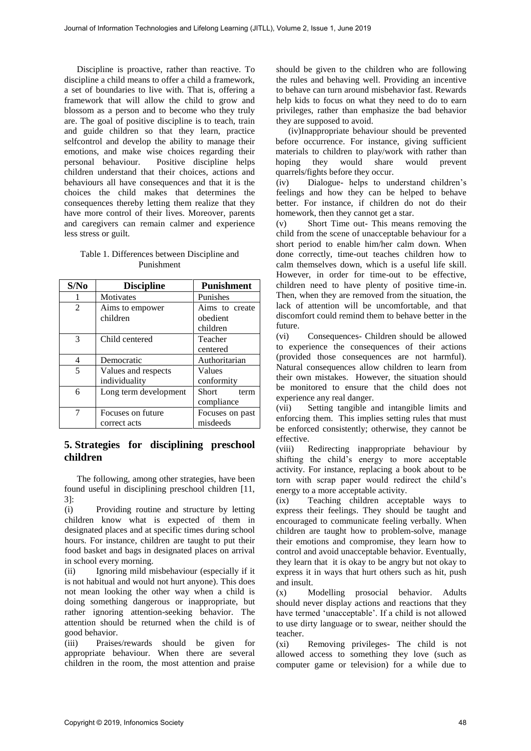Discipline is proactive, rather than reactive. To discipline a child means to offer a child a framework, a set of boundaries to live with. That is, offering a framework that will allow the child to grow and blossom as a person and to become who they truly are. The goal of positive discipline is to teach, train and guide children so that they learn, practice selfcontrol and develop the ability to manage their emotions, and make wise choices regarding their personal behaviour. Positive discipline helps children understand that their choices, actions and behaviours all have consequences and that it is the choices the child makes that determines the consequences thereby letting them realize that they have more control of their lives. Moreover, parents and caregivers can remain calmer and experience less stress or guilt.

Table 1. Differences between Discipline and Punishment

| S/No | Discipline | Punishment |
| --- | --- | --- |
| 1 | Motivates | Punishes |
| 2 | Aims to empower children | Aims to create obedient children |
| 3 | Child centered | Teacher centered |
| 4 | Democratic | Authoritarian |
| 5 | Values and respects individuality | Values conformity |
| 6 | Long term development | Short term compliance |
| 7 | Focuses on future correct acts | Focuses on past misdeeds |

## 5. Strategies for disciplining preschool children

The following, among other strategies, have been found useful in disciplining preschool children [11, 3]:

(i) Providing routine and structure by letting children know what is expected of them in designated places and at specific times during school hours. For instance, children are taught to put their food basket and bags in designated places on arrival in school every morning.

(ii) Ignoring mild misbehaviour (especially if it is not habitual and would not hurt anyone). This does not mean looking the other way when a child is doing something dangerous or inappropriate, but rather ignoring attention-seeking behavior. The attention should be returned when the child is of good behavior.

(iii) Praises/rewards should be given for appropriate behaviour. When there are several children in the room, the most attention and praise should be given to the children who are following the rules and behaving well. Providing an incentive to behave can turn around misbehavior fast. Rewards help kids to focus on what they need to do to earn privileges, rather than emphasize the bad behavior they are supposed to avoid.

(iv)Inappropriate behaviour should be prevented before occurrence. For instance, giving sufficient materials to children to play/work with rather than hoping they would share would prevent quarrels/fights before they occur.

(iv) Dialogue- helps to understand children's feelings and how they can be helped to behave better. For instance, if children do not do their homework, then they cannot get a star.

(v) Short Time out- This means removing the child from the scene of unacceptable behaviour for a short period to enable him/her calm down. When done correctly, time-out teaches children how to calm themselves down, which is a useful life skill. However, in order for time-out to be effective, children need to have plenty of positive time-in. Then, when they are removed from the situation, the lack of attention will be uncomfortable, and that discomfort could remind them to behave better in the future.

(vi) Consequences- Children should be allowed to experience the consequences of their actions (provided those consequences are not harmful). Natural consequences allow children to learn from their own mistakes. However, the situation should be monitored to ensure that the child does not experience any real danger.

(vii) Setting tangible and intangible limits and enforcing them. This implies setting rules that must be enforced consistently; otherwise, they cannot be effective.

(viii) Redirecting inappropriate behaviour by shifting the child's energy to more acceptable activity. For instance, replacing a book about to be torn with scrap paper would redirect the child's energy to a more acceptable activity.

(ix) Teaching children acceptable ways to express their feelings. They should be taught and encouraged to communicate feeling verbally. When children are taught how to problem-solve, manage their emotions and compromise, they learn how to control and avoid unacceptable behavior. Eventually, they learn that it is okay to be angry but not okay to express it in ways that hurt others such as hit, push and insult.

(x) Modelling prosocial behavior. Adults should never display actions and reactions that they have termed 'unacceptable'. If a child is not allowed to use dirty language or to swear, neither should the teacher.

(xi) Removing privileges- The child is not allowed access to something they love (such as computer game or television) for a while due to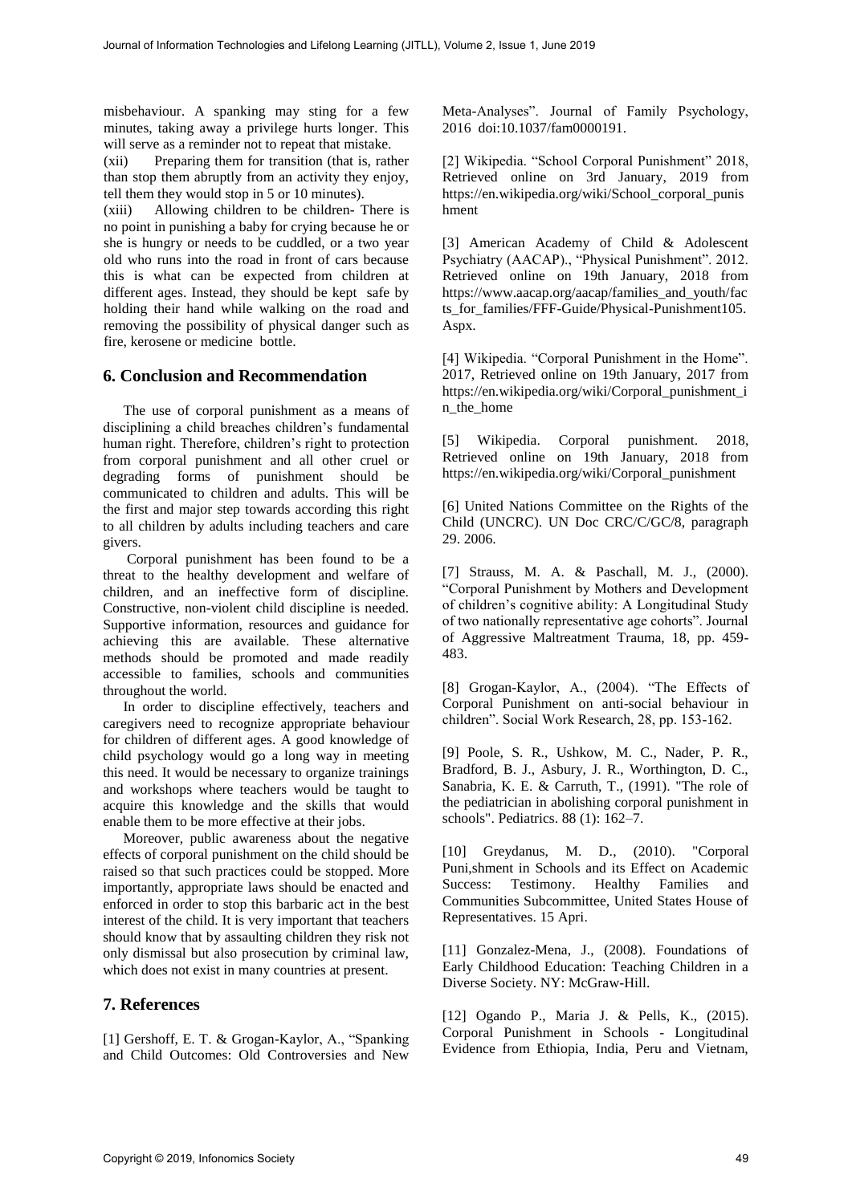misbehaviour. A spanking may sting for a few minutes, taking away a privilege hurts longer. This will serve as a reminder not to repeat that mistake.

(xii) Preparing them for transition (that is, rather than stop them abruptly from an activity they enjoy, tell them they would stop in 5 or 10 minutes).

(xiii) Allowing children to be children- There is no point in punishing a baby for crying because he or she is hungry or needs to be cuddled, or a two year old who runs into the road in front of cars because this is what can be expected from children at different ages. Instead, they should be kept safe by holding their hand while walking on the road and removing the possibility of physical danger such as fire, kerosene or medicine bottle.

## 6. Conclusion and Recommendation

The use of corporal punishment as a means of disciplining a child breaches children's fundamental human right. Therefore, children's right to protection from corporal punishment and all other cruel or degrading forms of punishment should be communicated to children and adults. This will be the first and major step towards according this right to all children by adults including teachers and care givers.

Corporal punishment has been found to be a threat to the healthy development and welfare of children, and an ineffective form of discipline. Constructive, non-violent child discipline is needed. Supportive information, resources and guidance for achieving this are available. These alternative methods should be promoted and made readily accessible to families, schools and communities throughout the world.

In order to discipline effectively, teachers and caregivers need to recognize appropriate behaviour for children of different ages. A good knowledge of child psychology would go a long way in meeting this need. It would be necessary to organize trainings and workshops where teachers would be taught to acquire this knowledge and the skills that would enable them to be more effective at their jobs.

Moreover, public awareness about the negative effects of corporal punishment on the child should be raised so that such practices could be stopped. More importantly, appropriate laws should be enacted and enforced in order to stop this barbaric act in the best interest of the child. It is very important that teachers should know that by assaulting children they risk not only dismissal but also prosecution by criminal law, which does not exist in many countries at present.

## 7. References

[1] Gershoff, E. T. & Grogan-Kaylor, A., "Spanking and Child Outcomes: Old Controversies and New Meta-Analyses". Journal of Family Psychology, 2016 doi:10.1037/fam0000191.

[2] Wikipedia. "School Corporal Punishment" 2018, Retrieved online on 3rd January, 2019 from https://en.wikipedia.org/wiki/School_corporal_punishment

[3] American Academy of Child & Adolescent Psychiatry (AACAP)., "Physical Punishment". 2012. Retrieved online on 19th January, 2018 from https://www.aacap.org/aacap/families_and_youth/facts_for_families/FFF-Guide/Physical-Punishment105.Aspx.

[4] Wikipedia. "Corporal Punishment in the Home". 2017, Retrieved online on 19th January, 2017 from https://en.wikipedia.org/wiki/Corporal_punishment_in_the_home

[5] Wikipedia. Corporal punishment. 2018, Retrieved online on 19th January, 2018 from https://en.wikipedia.org/wiki/Corporal_punishment

[6] United Nations Committee on the Rights of the Child (UNCRC). UN Doc CRC/C/GC/8, paragraph 29. 2006.

[7] Strauss, M. A. & Paschall, M. J., (2000). "Corporal Punishment by Mothers and Development of children's cognitive ability: A Longitudinal Study of two nationally representative age cohorts". Journal of Aggressive Maltreatment Trauma, 18, pp. 459-483.

[8] Grogan-Kaylor, A., (2004). "The Effects of Corporal Punishment on anti-social behaviour in children". Social Work Research, 28, pp. 153-162.

[9] Poole, S. R., Ushkow, M. C., Nader, P. R., Bradford, B. J., Asbury, J. R., Worthington, D. C., Sanabria, K. E. & Carruth, T., (1991). "The role of the pediatrician in abolishing corporal punishment in schools". Pediatrics. 88 (1): 162–7.

[10] Greydanus, M. D., (2010). "Corporal Puni,shment in Schools and its Effect on Academic Success: Testimony. Healthy Families and Communities Subcommittee, United States House of Representatives. 15 Apri.

[11] Gonzalez-Mena, J., (2008). Foundations of Early Childhood Education: Teaching Children in a Diverse Society. NY: McGraw-Hill.

[12] Ogando P., Maria J. & Pells, K., (2015). Corporal Punishment in Schools - Longitudinal Evidence from Ethiopia, India, Peru and Vietnam,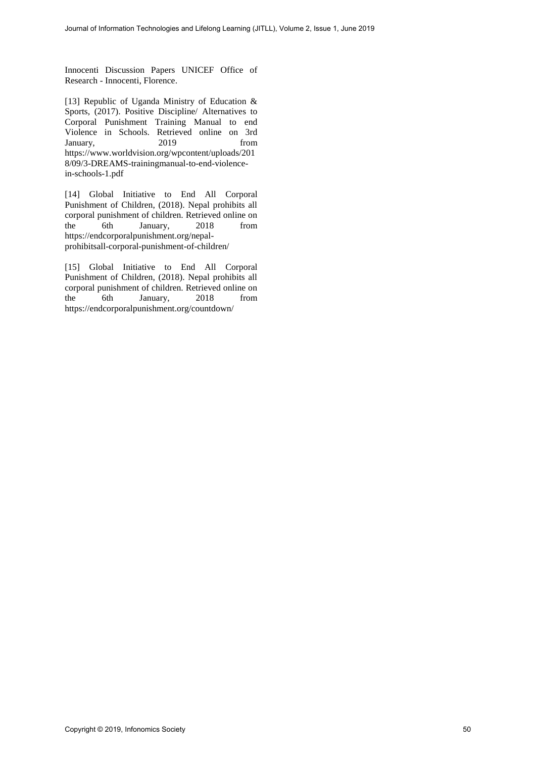Innocenti Discussion Papers UNICEF Office of Research - Innocenti, Florence.

[13] Republic of Uganda Ministry of Education & Sports, (2017). Positive Discipline/ Alternatives to Corporal Punishment Training Manual to end Violence in Schools. Retrieved online on 3rd January, 2019 from https://www.worldvision.org/wpcontent/uploads/2018/09/3-DREAMS-trainingmanual-to-end-violence-in-schools-1.pdf

[14] Global Initiative to End All Corporal Punishment of Children, (2018). Nepal prohibits all corporal punishment of children. Retrieved online on the 6th January, 2018 from https://endcorporalpunishment.org/nepal-prohibitsall-corporal-punishment-of-children/

[15] Global Initiative to End All Corporal Punishment of Children, (2018). Nepal prohibits all corporal punishment of children. Retrieved online on the 6th January, 2018 from https://endcorporalpunishment.org/countdown/